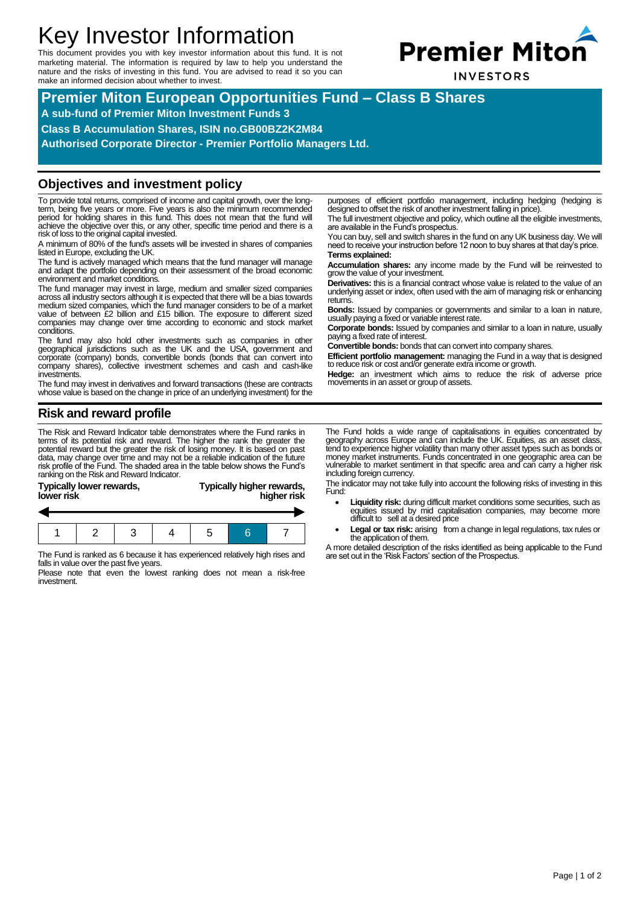# Key Investor Information

This document provides you with key investor information about this fund. It is not marketing material. The information is required by law to help you understand the nature and the risks of investing in this fund. You are advised to read it so you can make an informed decision about whether to invest.

**Premier Miton INVESTORS**

## Premier Miton European Opportunities Fund – Class B Shares

**A sub-fund of Premier Miton Investment Funds 3**

**Class B Accumulation Shares, ISIN no.GB00BZ2K2M84**

**Authorised Corporate Director - Premier Portfolio Managers Ltd.**

## Objectives and investment policy

To provide total returns, comprised of income and capital growth, over the long-term, being five years or more. Five years is also the minimum recommended period for holding shares in this fund. This does not mean that the fund will achieve the objective over this, or any other, specific time period and there is a risk of loss to the original capital invested.

A minimum of 80% of the fund's assets will be invested in shares of companies listed in Europe, excluding the UK.

The fund is actively managed which means that the fund manager will manage and adapt the portfolio depending on their assessment of the broad economic environment and market conditions.

The fund manager may invest in large, medium and smaller sized companies across all industry sectors although it is expected that there will be a bias towards medium sized companies, which the fund manager considers to be of a market value of between £2 billion and £15 billion. The exposure to different sized companies may change over time according to economic and stock market conditions.

The fund may also hold other investments such as companies in other geographical jurisdictions such as the UK and the USA, government and corporate (company) bonds, convertible bonds (bonds that can convert into company shares), collective investment schemes and cash and cash-like investments.

The fund may invest in derivatives and forward transactions (these are contracts whose value is based on the change in price of an underlying investment) for the purposes of efficient portfolio management, including hedging (hedging is designed to offset the risk of another investment falling in price).

The full investment objective and policy, which outline all the eligible investments, are available in the Fund's prospectus.

You can buy, sell and switch shares in the fund on any UK business day. We will need to receive your instruction before 12 noon to buy shares at that day's price.

**Terms explained:**

**Accumulation shares:** any income made by the Fund will be reinvested to grow the value of your investment.

**Derivatives:** this is a financial contract whose value is related to the value of an underlying asset or index, often used with the aim of managing risk or enhancing returns.

**Bonds:** Issued by companies or governments and similar to a loan in nature, usually paying a fixed or variable interest rate.

**Corporate bonds:** Issued by companies and similar to a loan in nature, usually paying a fixed rate of interest.

**Convertible bonds:** bonds that can convert into company shares.

**Efficient portfolio management:** managing the Fund in a way that is designed to reduce risk or cost and/or generate extra income or growth.

**Hedge:** an investment which aims to reduce the risk of adverse price movements in an asset or group of assets.

## Risk and reward profile

The Risk and Reward Indicator table demonstrates where the Fund ranks in terms of its potential risk and reward. The higher the rank the greater the potential reward but the greater the risk of losing money. It is based on past data, may change over time and may not be a reliable indication of the future risk profile of the Fund. The shaded area in the table below shows the Fund's ranking on the Risk and Reward Indicator.

**Typically lower rewards, lower risk** — **Typically higher rewards, higher risk**

| 1 | 2 | 3 | 4 | 5 | **6** | 7 |
|---|---|---|---|---|---|---|

The Fund is ranked as 6 because it has experienced relatively high rises and falls in value over the past five years.

Please note that even the lowest ranking does not mean a risk-free investment.

The Fund holds a wide range of capitalisations in equities concentrated by geography across Europe and can include the UK. Equities, as an asset class, tend to experience higher volatility than many other asset types such as bonds or money market instruments. Funds concentrated in one geographic area can be vulnerable to market sentiment in that specific area and can carry a higher risk including foreign currency.

The indicator may not take fully into account the following risks of investing in this Fund:

- **Liquidity risk:** during difficult market conditions some securities, such as equities issued by mid capitalisation companies, may become more difficult to sell at a desired price
- **Legal or tax risk:** arising from a change in legal regulations, tax rules or the application of them.

A more detailed description of the risks identified as being applicable to the Fund are set out in the 'Risk Factors' section of the Prospectus.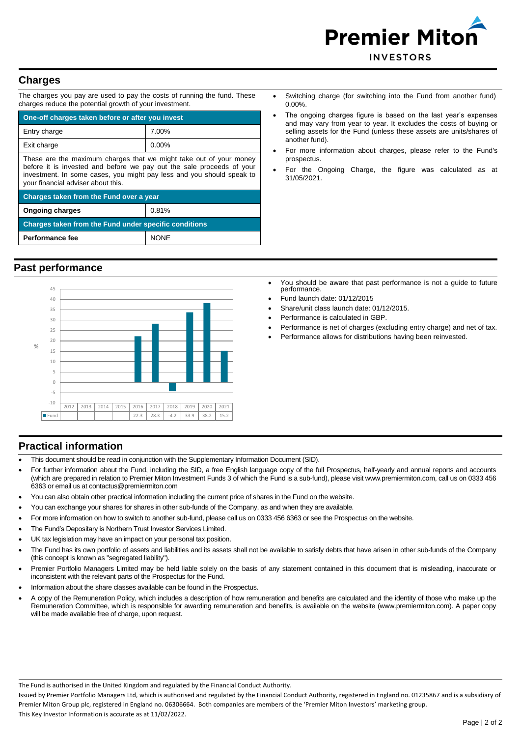## Charges

The charges you pay are used to pay the costs of running the fund. These charges reduce the potential growth of your investment.

| One-off charges taken before or after you invest | |
|---|---|
| Entry charge | 7.00% |
| Exit charge | 0.00% |
| These are the maximum charges that we might take out of your money before it is invested and before we pay out the sale proceeds of your investment. In some cases, you might pay less and you should speak to your financial adviser about this. | |
| **Charges taken from the Fund over a year** | |
| **Ongoing charges** | 0.81% |
| **Charges taken from the Fund under specific conditions** | |
| **Performance fee** | NONE |

- Switching charge (for switching into the Fund from another fund) 0.00%.
- The ongoing charges figure is based on the last year's expenses and may vary from year to year. It excludes the costs of buying or selling assets for the Fund (unless these assets are units/shares of another fund).
- For more information about charges, please refer to the Fund's prospectus.
- For the Ongoing Charge, the figure was calculated as at 31/05/2021.

## Past performance

%

45
40
35
30
25
20
15
10
5
0
-5
-10

2012 2013 2014 2015 2016 2017 2018 2019 2020 2021

Fund: 22.3 28.3 -4.2 33.9 38.2 15.2

- You should be aware that past performance is not a guide to future performance.
- Fund launch date: 01/12/2015
- Share/unit class launch date: 01/12/2015.
- Performance is calculated in GBP.
- Performance is net of charges (excluding entry charge) and net of tax.
- Performance allows for distributions having been reinvested.

## Practical information

- This document should be read in conjunction with the Supplementary Information Document (SID).
- For further information about the Fund, including the SID, a free English language copy of the full Prospectus, half-yearly and annual reports and accounts (which are prepared in relation to Premier Miton Investment Funds 3 of which the Fund is a sub-fund), please visit www.premiermiton.com, call us on 0333 456 6363 or email us at contactus@premiermiton.com
- You can also obtain other practical information including the current price of shares in the Fund on the website.
- You can exchange your shares for shares in other sub-funds of the Company, as and when they are available.
- For more information on how to switch to another sub-fund, please call us on 0333 456 6363 or see the Prospectus on the website.
- The Fund's Depositary is Northern Trust Investor Services Limited.
- UK tax legislation may have an impact on your personal tax position.
- The Fund has its own portfolio of assets and liabilities and its assets shall not be available to satisfy debts that have arisen in other sub-funds of the Company (this concept is known as "segregated liability").
- Premier Portfolio Managers Limited may be held liable solely on the basis of any statement contained in this document that is misleading, inaccurate or inconsistent with the relevant parts of the Prospectus for the Fund.
- Information about the share classes available can be found in the Prospectus.
- A copy of the Remuneration Policy, which includes a description of how remuneration and benefits are calculated and the identity of those who make up the Remuneration Committee, which is responsible for awarding remuneration and benefits, is available on the website (www.premiermiton.com). A paper copy will be made available free of charge, upon request.

The Fund is authorised in the United Kingdom and regulated by the Financial Conduct Authority.

Issued by Premier Portfolio Managers Ltd, which is authorised and regulated by the Financial Conduct Authority, registered in England no. 01235867 and is a subsidiary of Premier Miton Group plc, registered in England no. 06306664. Both companies are members of the 'Premier Miton Investors' marketing group.

This Key Investor Information is accurate as at 11/02/2022.